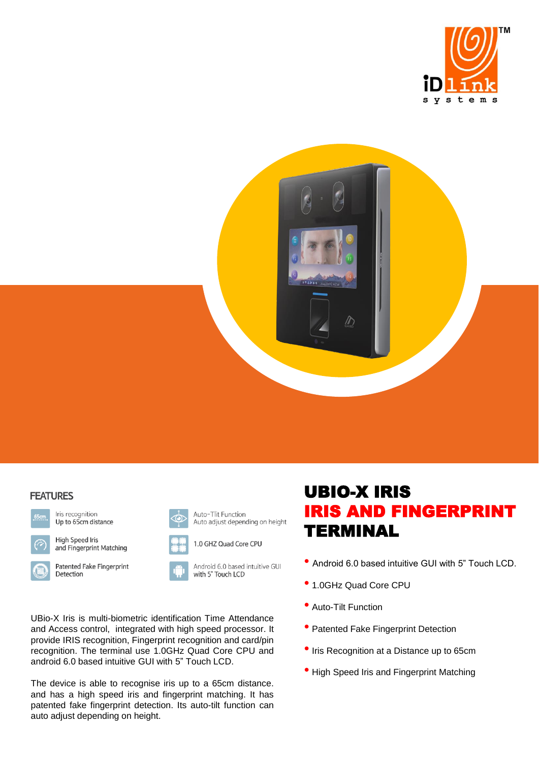## FEATURES

- Iris recognition Up to 65cm distance
- Auto-Tlit Function Auto adjust depending on height
- High Speed Iris and Fingerprint Matching
- 1.0 GHZ Quad Core CPU
- Patented Fake Fingerprint Detection
- Android 6.0 based intuitive GUI with 5" Touch LCD

UBio-X Iris is multi-biometric identification Time Attendance and Access control, integrated with high speed processor. It provide IRIS recognition, Fingerprint recognition and card/pin recognition. The terminal use 1.0GHz Quad Core CPU and android 6.0 based intuitive GUI with 5" Touch LCD.

The device is able to recognise iris up to a 65cm distance. and has a high speed iris and fingerprint matching. It has patented fake fingerprint detection. Its auto-tilt function can auto adjust depending on height.

# UBIO-X IRIS IRIS AND FINGERPRINT TERMINAL

- Android 6.0 based intuitive GUI with 5" Touch LCD.
- 1.0GHz Quad Core CPU
- Auto-Tilt Function
- Patented Fake Fingerprint Detection
- Iris Recognition at a Distance up to 65cm
- High Speed Iris and Fingerprint Matching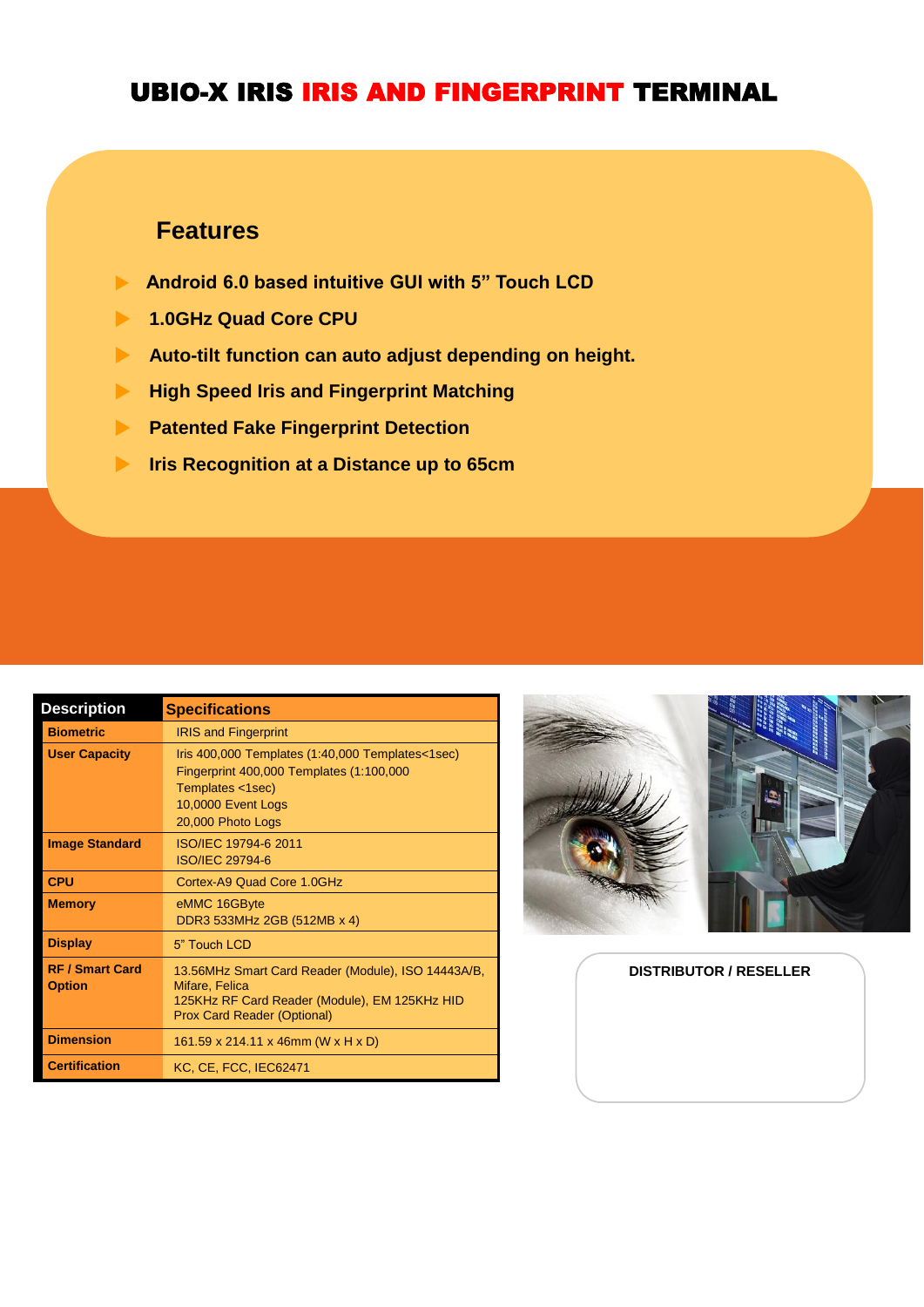# UBIO-X IRIS IRIS AND FINGERPRINT TERMINAL

## Features

- Android 6.0 based intuitive GUI with 5" Touch LCD
- 1.0GHz Quad Core CPU
- Auto-tilt function can auto adjust depending on height.
- High Speed Iris and Fingerprint Matching
- Patented Fake Fingerprint Detection
- Iris Recognition at a Distance up to 65cm

| Description | Specifications |
|---|---|
| **Biometric** | IRIS and Fingerprint |
| **User Capacity** | Iris 400,000 Templates (1:40,000 Templates<1sec)<br>Fingerprint 400,000 Templates (1:100,000 Templates <1sec)<br>10,0000 Event Logs<br>20,000 Photo Logs |
| **Image Standard** | ISO/IEC 19794-6 2011<br>ISO/IEC 29794-6 |
| **CPU** | Cortex-A9 Quad Core 1.0GHz |
| **Memory** | eMMC 16GByte<br>DDR3 533MHz 2GB (512MB x 4) |
| **Display** | 5" Touch LCD |
| **RF / Smart Card Option** | 13.56MHz Smart Card Reader (Module), ISO 14443A/B, Mifare, Felica<br>125KHz RF Card Reader (Module), EM 125KHz HID Prox Card Reader (Optional) |
| **Dimension** | 161.59 x 214.11 x 46mm (W x H x D) |
| **Certification** | KC, CE, FCC, IEC62471 |

**DISTRIBUTOR / RESELLER**